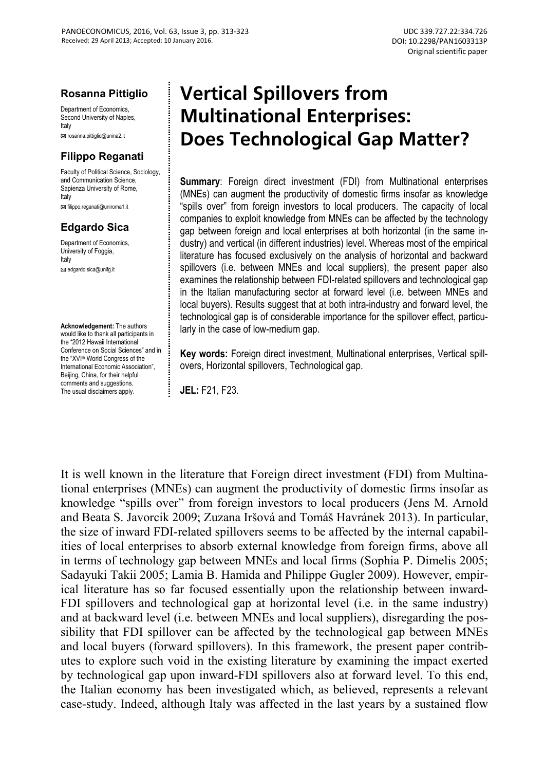PANOECONOMICUS, 2016, Vol. 63, Issue 3, pp. 313-323
Received: 29 April 2013; Accepted: 10 January 2016.

UDC 339.727.22:334.726
DOI: 10.2298/PAN1603313P
Original scientific paper

**Rosanna Pittiglio**

Department of Economics,
Second University of Naples,
Italy
rosanna.pittiglio@unina2.it

**Filippo Reganati**

Faculty of Political Science, Sociology, and Communication Science,
Sapienza University of Rome,
Italy
filippo.reganati@uniroma1.it

**Edgardo Sica**

Department of Economics,
University of Foggia,
Italy
edgardo.sica@unifg.it

**Acknowledgement:** The authors would like to thank all participants in the "2012 Hawaii International Conference on Social Sciences" and in the "XVI[th] World Congress of the International Economic Association", Beijing, China, for their helpful comments and suggestions. The usual disclaimers apply.

# Vertical Spillovers from Multinational Enterprises: Does Technological Gap Matter?

**Summary**: Foreign direct investment (FDI) from Multinational enterprises (MNEs) can augment the productivity of domestic firms insofar as knowledge "spills over" from foreign investors to local producers. The capacity of local companies to exploit knowledge from MNEs can be affected by the technology gap between foreign and local enterprises at both horizontal (in the same industry) and vertical (in different industries) level. Whereas most of the empirical literature has focused exclusively on the analysis of horizontal and backward spillovers (i.e. between MNEs and local suppliers), the present paper also examines the relationship between FDI-related spillovers and technological gap in the Italian manufacturing sector at forward level (i.e. between MNEs and local buyers). Results suggest that at both intra-industry and forward level, the technological gap is of considerable importance for the spillover effect, particularly in the case of low-medium gap.

**Key words:** Foreign direct investment, Multinational enterprises, Vertical spillovers, Horizontal spillovers, Technological gap.

**JEL:** F21, F23.

It is well known in the literature that Foreign direct investment (FDI) from Multinational enterprises (MNEs) can augment the productivity of domestic firms insofar as knowledge "spills over" from foreign investors to local producers (Jens M. Arnold and Beata S. Javorcik 2009; Zuzana Iršová and Tomáš Havránek 2013). In particular, the size of inward FDI-related spillovers seems to be affected by the internal capabilities of local enterprises to absorb external knowledge from foreign firms, above all in terms of technology gap between MNEs and local firms (Sophia P. Dimelis 2005; Sadayuki Takii 2005; Lamia B. Hamida and Philippe Gugler 2009). However, empirical literature has so far focused essentially upon the relationship between inward-FDI spillovers and technological gap at horizontal level (i.e. in the same industry) and at backward level (i.e. between MNEs and local suppliers), disregarding the possibility that FDI spillover can be affected by the technological gap between MNEs and local buyers (forward spillovers). In this framework, the present paper contributes to explore such void in the existing literature by examining the impact exerted by technological gap upon inward-FDI spillovers also at forward level. To this end, the Italian economy has been investigated which, as believed, represents a relevant case-study. Indeed, although Italy was affected in the last years by a sustained flow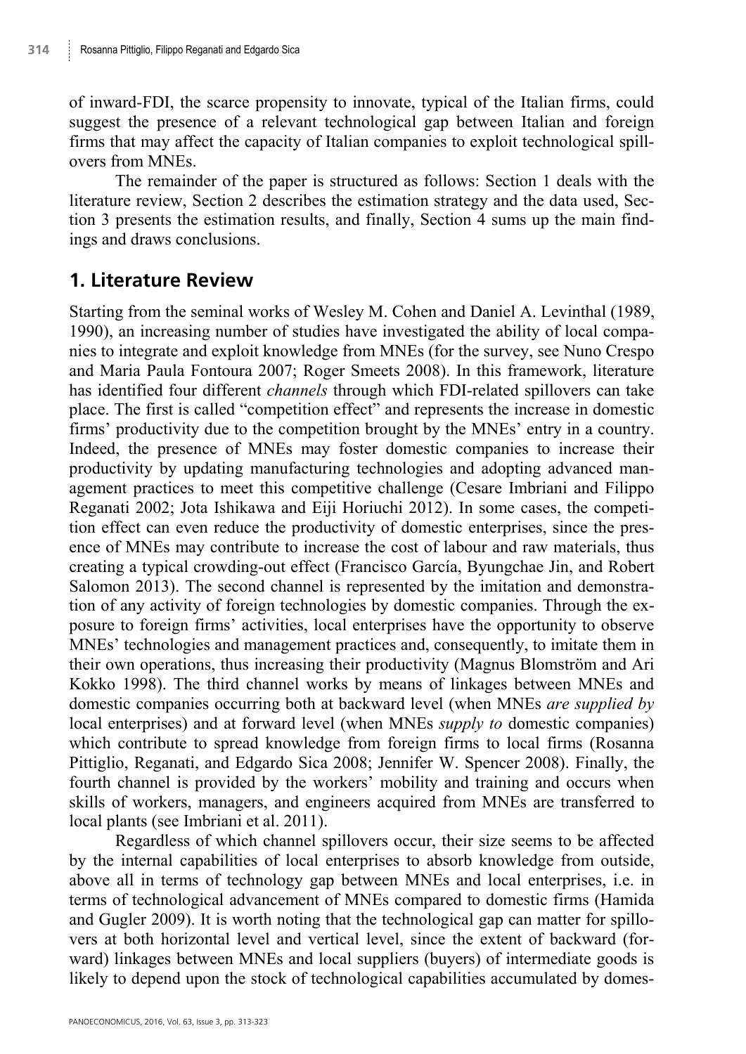of inward-FDI, the scarce propensity to innovate, typical of the Italian firms, could suggest the presence of a relevant technological gap between Italian and foreign firms that may affect the capacity of Italian companies to exploit technological spillovers from MNEs.

The remainder of the paper is structured as follows: Section 1 deals with the literature review, Section 2 describes the estimation strategy and the data used, Section 3 presents the estimation results, and finally, Section 4 sums up the main findings and draws conclusions.

## 1. Literature Review

Starting from the seminal works of Wesley M. Cohen and Daniel A. Levinthal (1989, 1990), an increasing number of studies have investigated the ability of local companies to integrate and exploit knowledge from MNEs (for the survey, see Nuno Crespo and Maria Paula Fontoura 2007; Roger Smeets 2008). In this framework, literature has identified four different *channels* through which FDI-related spillovers can take place. The first is called "competition effect" and represents the increase in domestic firms' productivity due to the competition brought by the MNEs' entry in a country. Indeed, the presence of MNEs may foster domestic companies to increase their productivity by updating manufacturing technologies and adopting advanced management practices to meet this competitive challenge (Cesare Imbriani and Filippo Reganati 2002; Jota Ishikawa and Eiji Horiuchi 2012). In some cases, the competition effect can even reduce the productivity of domestic enterprises, since the presence of MNEs may contribute to increase the cost of labour and raw materials, thus creating a typical crowding-out effect (Francisco García, Byungchae Jin, and Robert Salomon 2013). The second channel is represented by the imitation and demonstration of any activity of foreign technologies by domestic companies. Through the exposure to foreign firms' activities, local enterprises have the opportunity to observe MNEs' technologies and management practices and, consequently, to imitate them in their own operations, thus increasing their productivity (Magnus Blomström and Ari Kokko 1998). The third channel works by means of linkages between MNEs and domestic companies occurring both at backward level (when MNEs *are supplied by* local enterprises) and at forward level (when MNEs *supply to* domestic companies) which contribute to spread knowledge from foreign firms to local firms (Rosanna Pittiglio, Reganati, and Edgardo Sica 2008; Jennifer W. Spencer 2008). Finally, the fourth channel is provided by the workers' mobility and training and occurs when skills of workers, managers, and engineers acquired from MNEs are transferred to local plants (see Imbriani et al. 2011).

Regardless of which channel spillovers occur, their size seems to be affected by the internal capabilities of local enterprises to absorb knowledge from outside, above all in terms of technology gap between MNEs and local enterprises, i.e. in terms of technological advancement of MNEs compared to domestic firms (Hamida and Gugler 2009). It is worth noting that the technological gap can matter for spillovers at both horizontal level and vertical level, since the extent of backward (forward) linkages between MNEs and local suppliers (buyers) of intermediate goods is likely to depend upon the stock of technological capabilities accumulated by domes-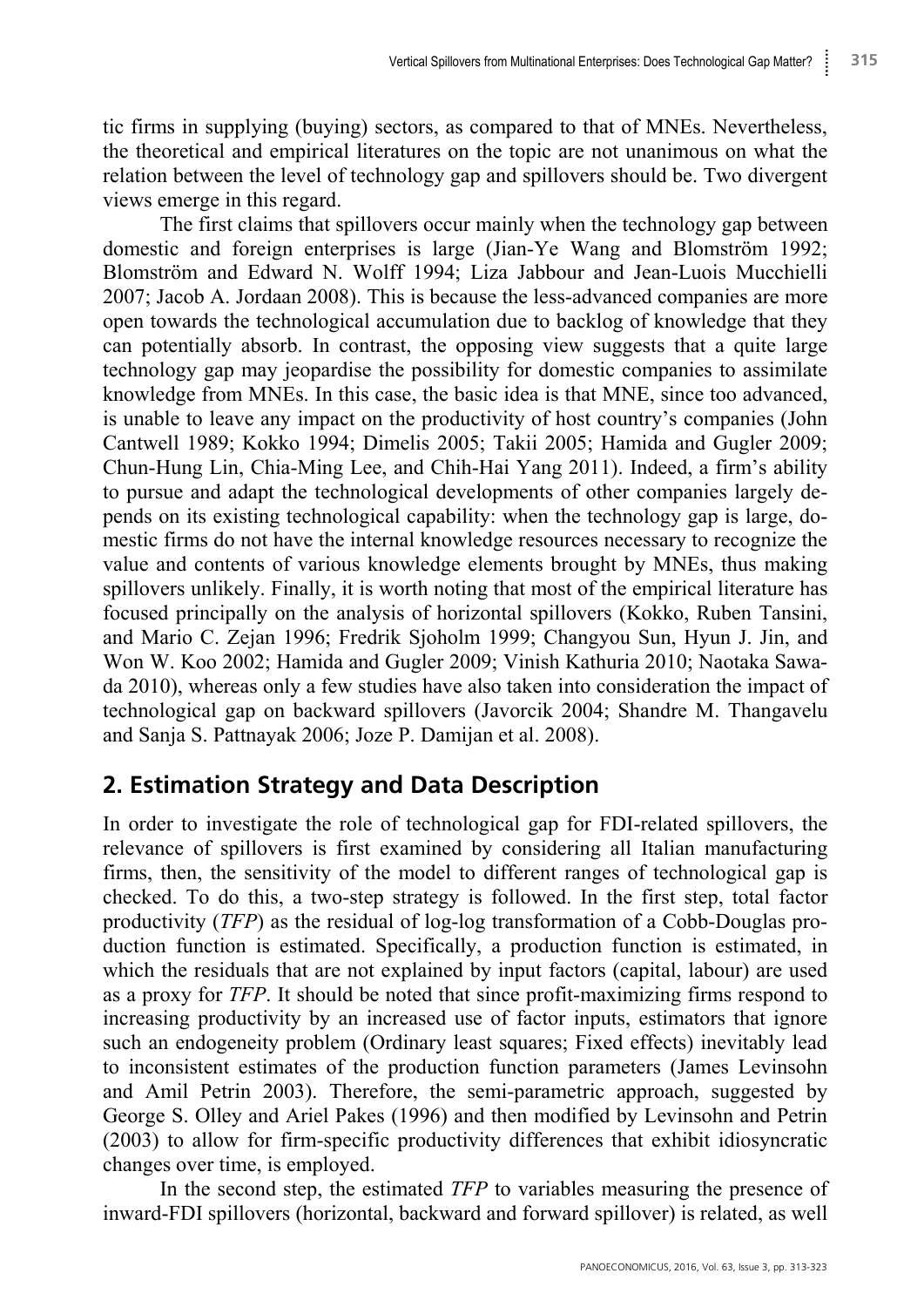tic firms in supplying (buying) sectors, as compared to that of MNEs. Nevertheless, the theoretical and empirical literatures on the topic are not unanimous on what the relation between the level of technology gap and spillovers should be. Two divergent views emerge in this regard.

The first claims that spillovers occur mainly when the technology gap between domestic and foreign enterprises is large (Jian-Ye Wang and Blomström 1992; Blomström and Edward N. Wolff 1994; Liza Jabbour and Jean-Luois Mucchielli 2007; Jacob A. Jordaan 2008). This is because the less-advanced companies are more open towards the technological accumulation due to backlog of knowledge that they can potentially absorb. In contrast, the opposing view suggests that a quite large technology gap may jeopardise the possibility for domestic companies to assimilate knowledge from MNEs. In this case, the basic idea is that MNE, since too advanced, is unable to leave any impact on the productivity of host country's companies (John Cantwell 1989; Kokko 1994; Dimelis 2005; Takii 2005; Hamida and Gugler 2009; Chun-Hung Lin, Chia-Ming Lee, and Chih-Hai Yang 2011). Indeed, a firm's ability to pursue and adapt the technological developments of other companies largely depends on its existing technological capability: when the technology gap is large, domestic firms do not have the internal knowledge resources necessary to recognize the value and contents of various knowledge elements brought by MNEs, thus making spillovers unlikely. Finally, it is worth noting that most of the empirical literature has focused principally on the analysis of horizontal spillovers (Kokko, Ruben Tansini, and Mario C. Zejan 1996; Fredrik Sjoholm 1999; Changyou Sun, Hyun J. Jin, and Won W. Koo 2002; Hamida and Gugler 2009; Vinish Kathuria 2010; Naotaka Sawada 2010), whereas only a few studies have also taken into consideration the impact of technological gap on backward spillovers (Javorcik 2004; Shandre M. Thangavelu and Sanja S. Pattnayak 2006; Joze P. Damijan et al. 2008).

## 2. Estimation Strategy and Data Description

In order to investigate the role of technological gap for FDI-related spillovers, the relevance of spillovers is first examined by considering all Italian manufacturing firms, then, the sensitivity of the model to different ranges of technological gap is checked. To do this, a two-step strategy is followed. In the first step, total factor productivity (*TFP*) as the residual of log-log transformation of a Cobb-Douglas production function is estimated. Specifically, a production function is estimated, in which the residuals that are not explained by input factors (capital, labour) are used as a proxy for *TFP*. It should be noted that since profit-maximizing firms respond to increasing productivity by an increased use of factor inputs, estimators that ignore such an endogeneity problem (Ordinary least squares; Fixed effects) inevitably lead to inconsistent estimates of the production function parameters (James Levinsohn and Amil Petrin 2003). Therefore, the semi-parametric approach, suggested by George S. Olley and Ariel Pakes (1996) and then modified by Levinsohn and Petrin (2003) to allow for firm-specific productivity differences that exhibit idiosyncratic changes over time, is employed.

In the second step, the estimated *TFP* to variables measuring the presence of inward-FDI spillovers (horizontal, backward and forward spillover) is related, as well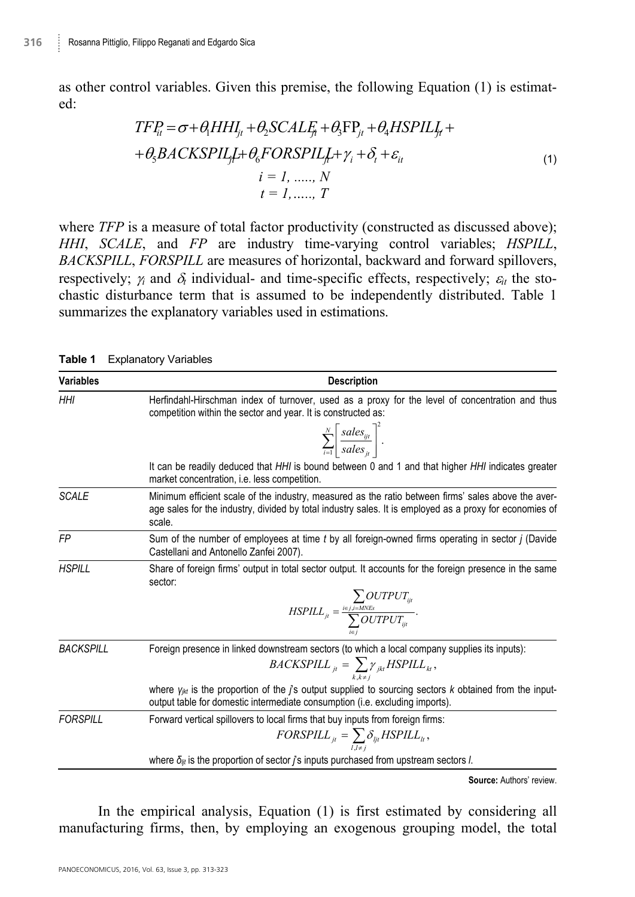as other control variables. Given this premise, the following Equation (1) is estimated:

$$
\begin{gathered}
TFP_{it} = \sigma + \theta_1 HHI_{jt} + \theta_2 SCALE_{jt} + \theta_3 \mathrm{FP}_{jt} + \theta_4 HSPILL_{jt} + \\
+ \theta_5 BACKSPILL_{jt} + \theta_6 FORSPILL_{jt} + \gamma_i + \delta_t + \varepsilon_{it} \\
i = 1, \ldots\ldots, N \\
t = 1, \ldots\ldots, T
\end{gathered}
\tag{1}
$$

where *TFP* is a measure of total factor productivity (constructed as discussed above); *HHI*, *SCALE*, and *FP* are industry time-varying control variables; *HSPILL*, *BACKSPILL*, *FORSPILL* are measures of horizontal, backward and forward spillovers, respectively; $\gamma_i$ and $\delta_t$ individual- and time-specific effects, respectively; $\varepsilon_{it}$ the stochastic disturbance term that is assumed to be independently distributed. Table 1 summarizes the explanatory variables used in estimations.

**Table 1** Explanatory Variables

| Variables | Description |
|---|---|
| *HHI* | Herfindahl-Hirschman index of turnover, used as a proxy for the level of concentration and thus competition within the sector and year. It is constructed as: $$\sum_{i=1}^{N} \left[ \frac{sales_{ijt}}{sales_{jt}} \right]^2 .$$ It can be readily deduced that *HHI* is bound between 0 and 1 and that higher *HHI* indicates greater market concentration, i.e. less competition. |
| *SCALE* | Minimum efficient scale of the industry, measured as the ratio between firms' sales above the average sales for the industry, divided by total industry sales. It is employed as a proxy for economies of scale. |
| *FP* | Sum of the number of employees at time *t* by all foreign-owned firms operating in sector *j* (Davide Castellani and Antonello Zanfei 2007). |
| *HSPILL* | Share of foreign firms' output in total sector output. It accounts for the foreign presence in the same sector: $$HSPILL_{jt} = \frac{\sum_{i \in j, i = MNEs} OUTPUT_{ijt}}{\sum_{i \in j} OUTPUT_{ijt}} .$$ |
| *BACKSPILL* | Foreign presence in linked downstream sectors (to which a local company supplies its inputs): $$BACKSPILL_{jt} = \sum_{k, k \neq j} \gamma_{jkt} HSPILL_{kt} ,$$ where $\gamma_{jkt}$ is the proportion of the *j*'s output supplied to sourcing sectors *k* obtained from the input-output table for domestic intermediate consumption (i.e. excluding imports). |
| *FORSPILL* | Forward vertical spillovers to local firms that buy inputs from foreign firms: $$FORSPILL_{jt} = \sum_{l, l \neq j} \delta_{ljt} HSPILL_{lt} ,$$ where $\delta_{ljt}$ is the proportion of sector *j*'s inputs purchased from upstream sectors *l*. |

**Source:** Authors' review.

In the empirical analysis, Equation (1) is first estimated by considering all manufacturing firms, then, by employing an exogenous grouping model, the total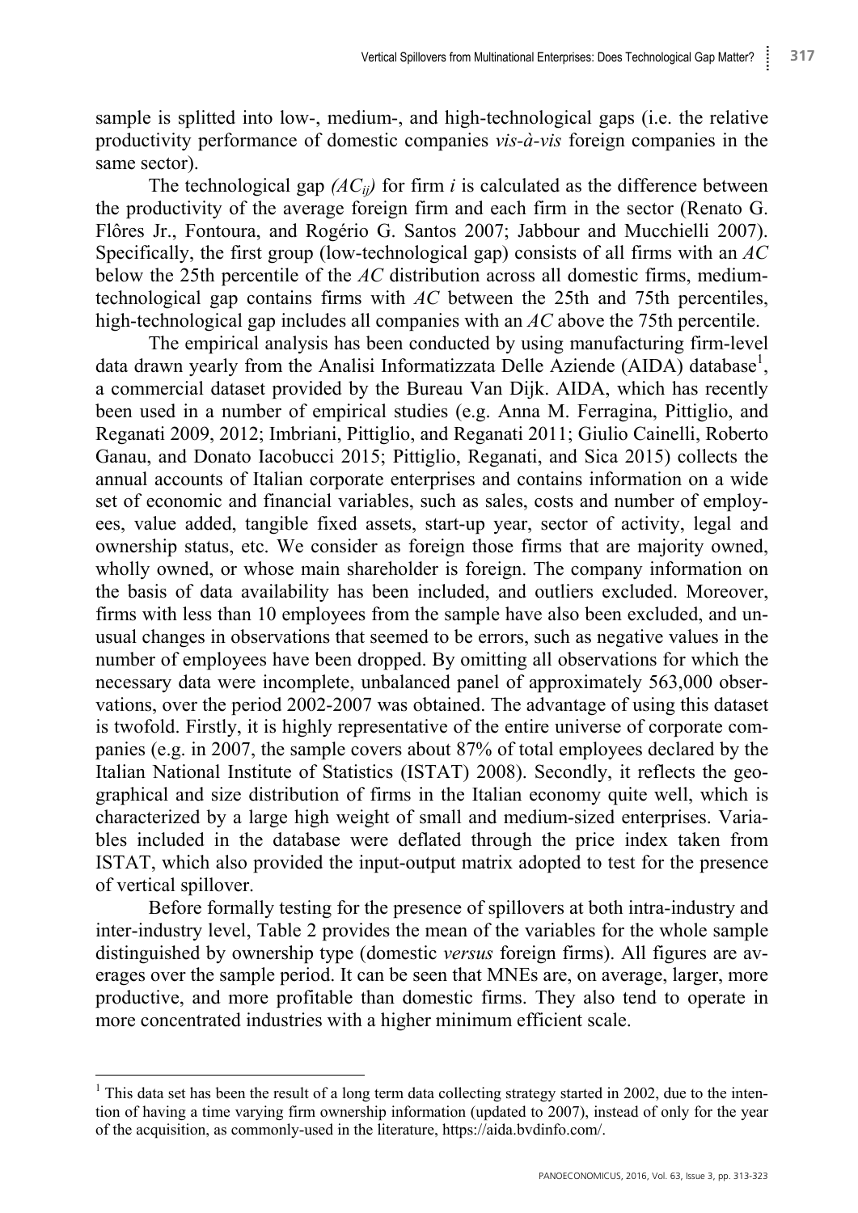sample is splitted into low-, medium-, and high-technological gaps (i.e. the relative productivity performance of domestic companies *vis-à-vis* foreign companies in the same sector).

The technological gap *($AC_{ij}$)* for firm *i* is calculated as the difference between the productivity of the average foreign firm and each firm in the sector (Renato G. Flôres Jr., Fontoura, and Rogério G. Santos 2007; Jabbour and Mucchielli 2007). Specifically, the first group (low-technological gap) consists of all firms with an *AC* below the 25th percentile of the *AC* distribution across all domestic firms, medium-technological gap contains firms with *AC* between the 25th and 75th percentiles, high-technological gap includes all companies with an *AC* above the 75th percentile.

The empirical analysis has been conducted by using manufacturing firm-level data drawn yearly from the Analisi Informatizzata Delle Aziende (AIDA) database[1], a commercial dataset provided by the Bureau Van Dijk. AIDA, which has recently been used in a number of empirical studies (e.g. Anna M. Ferragina, Pittiglio, and Reganati 2009, 2012; Imbriani, Pittiglio, and Reganati 2011; Giulio Cainelli, Roberto Ganau, and Donato Iacobucci 2015; Pittiglio, Reganati, and Sica 2015) collects the annual accounts of Italian corporate enterprises and contains information on a wide set of economic and financial variables, such as sales, costs and number of employees, value added, tangible fixed assets, start-up year, sector of activity, legal and ownership status, etc. We consider as foreign those firms that are majority owned, wholly owned, or whose main shareholder is foreign. The company information on the basis of data availability has been included, and outliers excluded. Moreover, firms with less than 10 employees from the sample have also been excluded, and unusual changes in observations that seemed to be errors, such as negative values in the number of employees have been dropped. By omitting all observations for which the necessary data were incomplete, unbalanced panel of approximately 563,000 observations, over the period 2002-2007 was obtained. The advantage of using this dataset is twofold. Firstly, it is highly representative of the entire universe of corporate companies (e.g. in 2007, the sample covers about 87% of total employees declared by the Italian National Institute of Statistics (ISTAT) 2008). Secondly, it reflects the geographical and size distribution of firms in the Italian economy quite well, which is characterized by a large high weight of small and medium-sized enterprises. Variables included in the database were deflated through the price index taken from ISTAT, which also provided the input-output matrix adopted to test for the presence of vertical spillover.

Before formally testing for the presence of spillovers at both intra-industry and inter-industry level, Table 2 provides the mean of the variables for the whole sample distinguished by ownership type (domestic *versus* foreign firms). All figures are averages over the sample period. It can be seen that MNEs are, on average, larger, more productive, and more profitable than domestic firms. They also tend to operate in more concentrated industries with a higher minimum efficient scale.

[1] This data set has been the result of a long term data collecting strategy started in 2002, due to the intention of having a time varying firm ownership information (updated to 2007), instead of only for the year of the acquisition, as commonly-used in the literature, https://aida.bvdinfo.com/.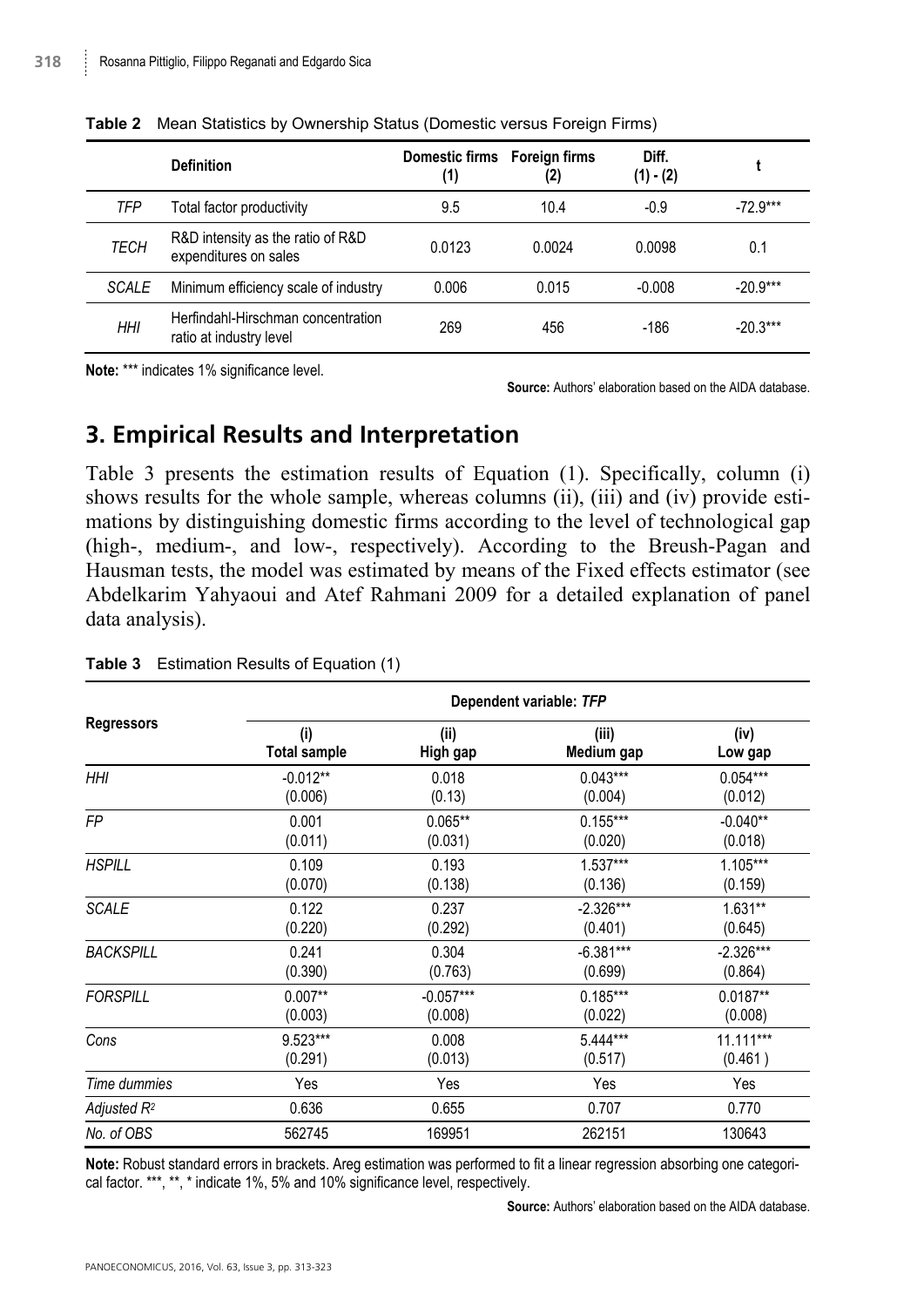**Table 2** Mean Statistics by Ownership Status (Domestic versus Foreign Firms)

| | Definition | Domestic firms (1) | Foreign firms (2) | Diff. (1) - (2) | t |
|---|---|---|---|---|---|
| *TFP* | Total factor productivity | 9.5 | 10.4 | -0.9 | -72.9*** |
| *TECH* | R&D intensity as the ratio of R&D expenditures on sales | 0.0123 | 0.0024 | 0.0098 | 0.1 |
| *SCALE* | Minimum efficiency scale of industry | 0.006 | 0.015 | -0.008 | -20.9*** |
| *HHI* | Herfindahl-Hirschman concentration ratio at industry level | 269 | 456 | -186 | -20.3*** |

**Note:** *** indicates 1% significance level.

**Source:** Authors' elaboration based on the AIDA database.

# 3. Empirical Results and Interpretation

Table 3 presents the estimation results of Equation (1). Specifically, column (i) shows results for the whole sample, whereas columns (ii), (iii) and (iv) provide estimations by distinguishing domestic firms according to the level of technological gap (high-, medium-, and low-, respectively). According to the Breush-Pagan and Hausman tests, the model was estimated by means of the Fixed effects estimator (see Abdelkarim Yahyaoui and Atef Rahmani 2009 for a detailed explanation of panel data analysis).

**Table 3** Estimation Results of Equation (1)

| Regressors | Dependent variable: *TFP* | | | |
|---|---|---|---|---|
| | (i) Total sample | (ii) High gap | (iii) Medium gap | (iv) Low gap |
| *HHI* | -0.012** | 0.018 | 0.043*** | 0.054*** |
| | (0.006) | (0.13) | (0.004) | (0.012) |
| *FP* | 0.001 | 0.065** | 0.155*** | -0.040** |
| | (0.011) | (0.031) | (0.020) | (0.018) |
| *HSPILL* | 0.109 | 0.193 | 1.537*** | 1.105*** |
| | (0.070) | (0.138) | (0.136) | (0.159) |
| *SCALE* | 0.122 | 0.237 | -2.326*** | 1.631** |
| | (0.220) | (0.292) | (0.401) | (0.645) |
| *BACKSPILL* | 0.241 | 0.304 | -6.381*** | -2.326*** |
| | (0.390) | (0.763) | (0.699) | (0.864) |
| *FORSPILL* | 0.007** | -0.057*** | 0.185*** | 0.0187** |
| | (0.003) | (0.008) | (0.022) | (0.008) |
| *Cons* | 9.523*** | 0.008 | 5.444*** | 11.111*** |
| | (0.291) | (0.013) | (0.517) | (0.461 ) |
| *Time dummies* | Yes | Yes | Yes | Yes |
| *Adjusted $R^2$* | 0.636 | 0.655 | 0.707 | 0.770 |
| *No. of OBS* | 562745 | 169951 | 262151 | 130643 |

**Note:** Robust standard errors in brackets. Areg estimation was performed to fit a linear regression absorbing one categorical factor. ***, **, * indicate 1%, 5% and 10% significance level, respectively.

**Source:** Authors' elaboration based on the AIDA database.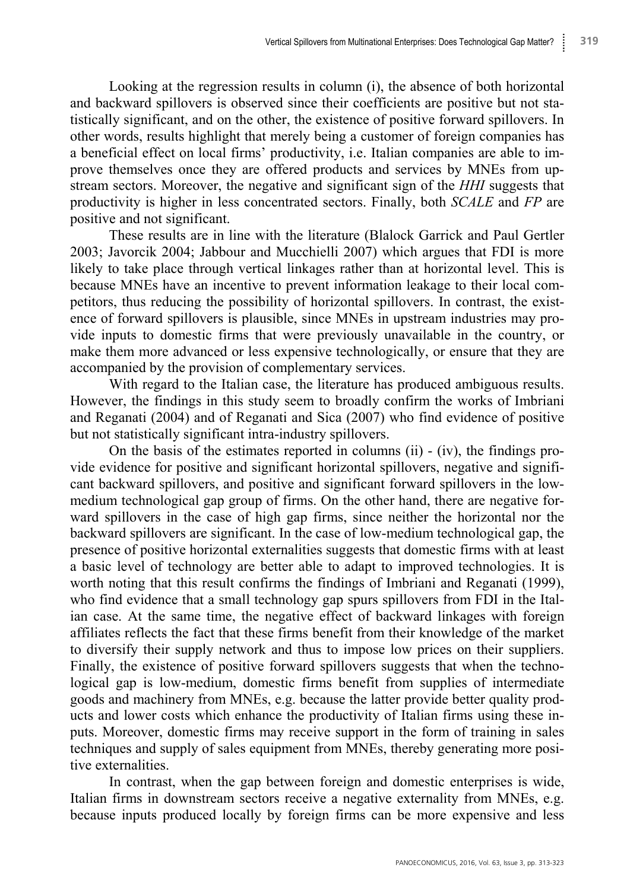Looking at the regression results in column (i), the absence of both horizontal and backward spillovers is observed since their coefficients are positive but not statistically significant, and on the other, the existence of positive forward spillovers. In other words, results highlight that merely being a customer of foreign companies has a beneficial effect on local firms' productivity, i.e. Italian companies are able to improve themselves once they are offered products and services by MNEs from upstream sectors. Moreover, the negative and significant sign of the *HHI* suggests that productivity is higher in less concentrated sectors. Finally, both *SCALE* and *FP* are positive and not significant.

These results are in line with the literature (Blalock Garrick and Paul Gertler 2003; Javorcik 2004; Jabbour and Mucchielli 2007) which argues that FDI is more likely to take place through vertical linkages rather than at horizontal level. This is because MNEs have an incentive to prevent information leakage to their local competitors, thus reducing the possibility of horizontal spillovers. In contrast, the existence of forward spillovers is plausible, since MNEs in upstream industries may provide inputs to domestic firms that were previously unavailable in the country, or make them more advanced or less expensive technologically, or ensure that they are accompanied by the provision of complementary services.

With regard to the Italian case, the literature has produced ambiguous results. However, the findings in this study seem to broadly confirm the works of Imbriani and Reganati (2004) and of Reganati and Sica (2007) who find evidence of positive but not statistically significant intra-industry spillovers.

On the basis of the estimates reported in columns (ii) - (iv), the findings provide evidence for positive and significant horizontal spillovers, negative and significant backward spillovers, and positive and significant forward spillovers in the low-medium technological gap group of firms. On the other hand, there are negative forward spillovers in the case of high gap firms, since neither the horizontal nor the backward spillovers are significant. In the case of low-medium technological gap, the presence of positive horizontal externalities suggests that domestic firms with at least a basic level of technology are better able to adapt to improved technologies. It is worth noting that this result confirms the findings of Imbriani and Reganati (1999), who find evidence that a small technology gap spurs spillovers from FDI in the Italian case. At the same time, the negative effect of backward linkages with foreign affiliates reflects the fact that these firms benefit from their knowledge of the market to diversify their supply network and thus to impose low prices on their suppliers. Finally, the existence of positive forward spillovers suggests that when the technological gap is low-medium, domestic firms benefit from supplies of intermediate goods and machinery from MNEs, e.g. because the latter provide better quality products and lower costs which enhance the productivity of Italian firms using these inputs. Moreover, domestic firms may receive support in the form of training in sales techniques and supply of sales equipment from MNEs, thereby generating more positive externalities.

In contrast, when the gap between foreign and domestic enterprises is wide, Italian firms in downstream sectors receive a negative externality from MNEs, e.g. because inputs produced locally by foreign firms can be more expensive and less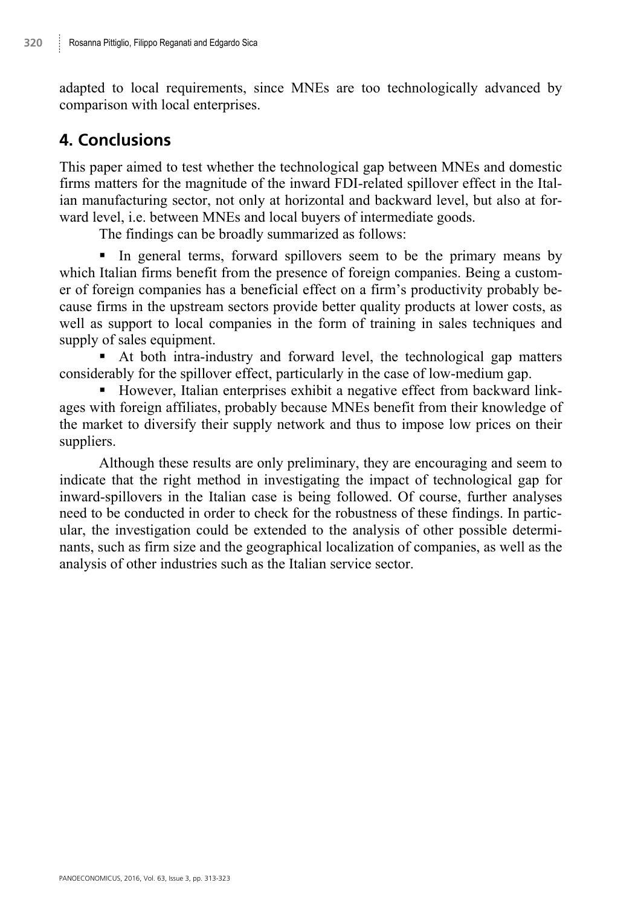adapted to local requirements, since MNEs are too technologically advanced by comparison with local enterprises.

## 4. Conclusions

This paper aimed to test whether the technological gap between MNEs and domestic firms matters for the magnitude of the inward FDI-related spillover effect in the Italian manufacturing sector, not only at horizontal and backward level, but also at forward level, i.e. between MNEs and local buyers of intermediate goods.

The findings can be broadly summarized as follows:

- In general terms, forward spillovers seem to be the primary means by which Italian firms benefit from the presence of foreign companies. Being a customer of foreign companies has a beneficial effect on a firm's productivity probably because firms in the upstream sectors provide better quality products at lower costs, as well as support to local companies in the form of training in sales techniques and supply of sales equipment.
- At both intra-industry and forward level, the technological gap matters considerably for the spillover effect, particularly in the case of low-medium gap.
- However, Italian enterprises exhibit a negative effect from backward linkages with foreign affiliates, probably because MNEs benefit from their knowledge of the market to diversify their supply network and thus to impose low prices on their suppliers.

Although these results are only preliminary, they are encouraging and seem to indicate that the right method in investigating the impact of technological gap for inward-spillovers in the Italian case is being followed. Of course, further analyses need to be conducted in order to check for the robustness of these findings. In particular, the investigation could be extended to the analysis of other possible determinants, such as firm size and the geographical localization of companies, as well as the analysis of other industries such as the Italian service sector.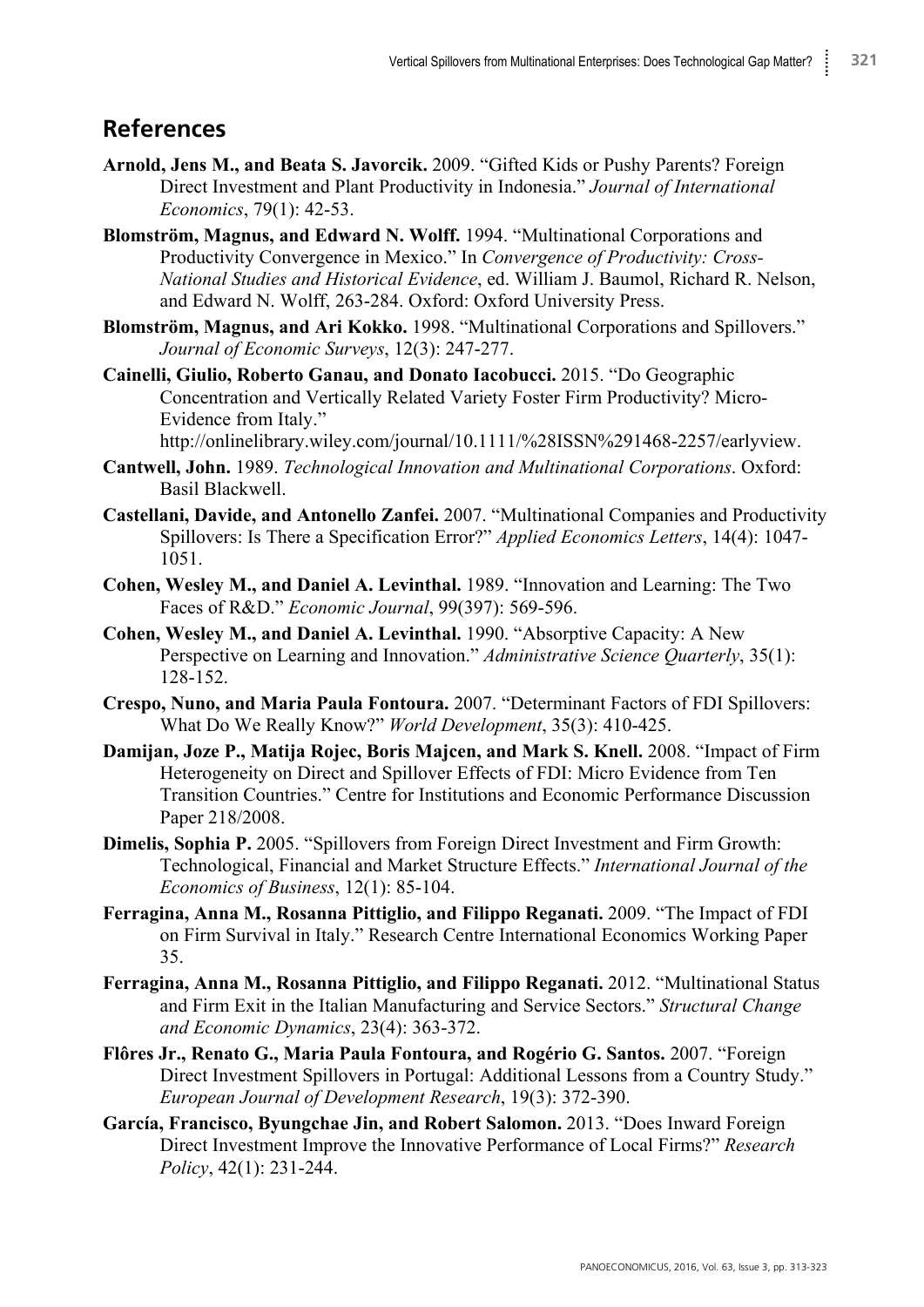## References

**Arnold, Jens M., and Beata S. Javorcik.** 2009. "Gifted Kids or Pushy Parents? Foreign Direct Investment and Plant Productivity in Indonesia." *Journal of International Economics*, 79(1): 42-53.

**Blomström, Magnus, and Edward N. Wolff.** 1994. "Multinational Corporations and Productivity Convergence in Mexico." In *Convergence of Productivity: Cross-National Studies and Historical Evidence*, ed. William J. Baumol, Richard R. Nelson, and Edward N. Wolff, 263-284. Oxford: Oxford University Press.

**Blomström, Magnus, and Ari Kokko.** 1998. "Multinational Corporations and Spillovers." *Journal of Economic Surveys*, 12(3): 247-277.

**Cainelli, Giulio, Roberto Ganau, and Donato Iacobucci.** 2015. "Do Geographic Concentration and Vertically Related Variety Foster Firm Productivity? Micro-Evidence from Italy." http://onlinelibrary.wiley.com/journal/10.1111/%28ISSN%291468-2257/earlyview.

**Cantwell, John.** 1989. *Technological Innovation and Multinational Corporations*. Oxford: Basil Blackwell.

**Castellani, Davide, and Antonello Zanfei.** 2007. "Multinational Companies and Productivity Spillovers: Is There a Specification Error?" *Applied Economics Letters*, 14(4): 1047-1051.

**Cohen, Wesley M., and Daniel A. Levinthal.** 1989. "Innovation and Learning: The Two Faces of R&D." *Economic Journal*, 99(397): 569-596.

**Cohen, Wesley M., and Daniel A. Levinthal.** 1990. "Absorptive Capacity: A New Perspective on Learning and Innovation." *Administrative Science Quarterly*, 35(1): 128-152.

**Crespo, Nuno, and Maria Paula Fontoura.** 2007. "Determinant Factors of FDI Spillovers: What Do We Really Know?" *World Development*, 35(3): 410-425.

**Damijan, Joze P., Matija Rojec, Boris Majcen, and Mark S. Knell.** 2008. "Impact of Firm Heterogeneity on Direct and Spillover Effects of FDI: Micro Evidence from Ten Transition Countries." Centre for Institutions and Economic Performance Discussion Paper 218/2008.

**Dimelis, Sophia P.** 2005. "Spillovers from Foreign Direct Investment and Firm Growth: Technological, Financial and Market Structure Effects." *International Journal of the Economics of Business*, 12(1): 85-104.

**Ferragina, Anna M., Rosanna Pittiglio, and Filippo Reganati.** 2009. "The Impact of FDI on Firm Survival in Italy." Research Centre International Economics Working Paper 35.

**Ferragina, Anna M., Rosanna Pittiglio, and Filippo Reganati.** 2012. "Multinational Status and Firm Exit in the Italian Manufacturing and Service Sectors." *Structural Change and Economic Dynamics*, 23(4): 363-372.

**Flôres Jr., Renato G., Maria Paula Fontoura, and Rogério G. Santos.** 2007. "Foreign Direct Investment Spillovers in Portugal: Additional Lessons from a Country Study." *European Journal of Development Research*, 19(3): 372-390.

**García, Francisco, Byungchae Jin, and Robert Salomon.** 2013. "Does Inward Foreign Direct Investment Improve the Innovative Performance of Local Firms?" *Research Policy*, 42(1): 231-244.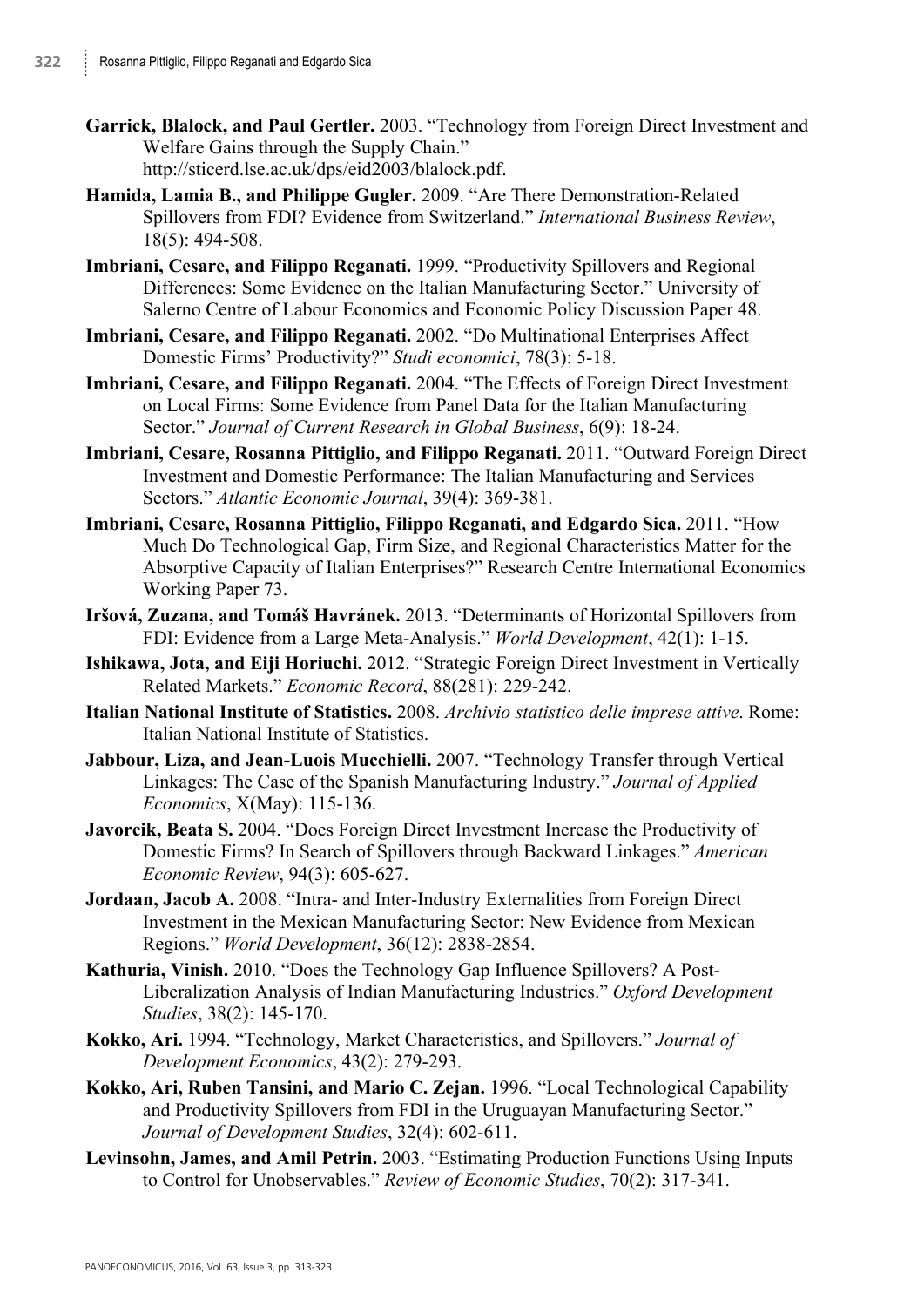**Garrick, Blalock, and Paul Gertler.** 2003. "Technology from Foreign Direct Investment and Welfare Gains through the Supply Chain." http://sticerd.lse.ac.uk/dps/eid2003/blalock.pdf.

**Hamida, Lamia B., and Philippe Gugler.** 2009. "Are There Demonstration-Related Spillovers from FDI? Evidence from Switzerland." *International Business Review*, 18(5): 494-508.

**Imbriani, Cesare, and Filippo Reganati.** 1999. "Productivity Spillovers and Regional Differences: Some Evidence on the Italian Manufacturing Sector." University of Salerno Centre of Labour Economics and Economic Policy Discussion Paper 48.

**Imbriani, Cesare, and Filippo Reganati.** 2002. "Do Multinational Enterprises Affect Domestic Firms' Productivity?" *Studi economici*, 78(3): 5-18.

**Imbriani, Cesare, and Filippo Reganati.** 2004. "The Effects of Foreign Direct Investment on Local Firms: Some Evidence from Panel Data for the Italian Manufacturing Sector." *Journal of Current Research in Global Business*, 6(9): 18-24.

**Imbriani, Cesare, Rosanna Pittiglio, and Filippo Reganati.** 2011. "Outward Foreign Direct Investment and Domestic Performance: The Italian Manufacturing and Services Sectors." *Atlantic Economic Journal*, 39(4): 369-381.

**Imbriani, Cesare, Rosanna Pittiglio, Filippo Reganati, and Edgardo Sica.** 2011. "How Much Do Technological Gap, Firm Size, and Regional Characteristics Matter for the Absorptive Capacity of Italian Enterprises?" Research Centre International Economics Working Paper 73.

**Iršová, Zuzana, and Tomáš Havránek.** 2013. "Determinants of Horizontal Spillovers from FDI: Evidence from a Large Meta-Analysis." *World Development*, 42(1): 1-15.

**Ishikawa, Jota, and Eiji Horiuchi.** 2012. "Strategic Foreign Direct Investment in Vertically Related Markets." *Economic Record*, 88(281): 229-242.

**Italian National Institute of Statistics.** 2008. *Archivio statistico delle imprese attive*. Rome: Italian National Institute of Statistics.

**Jabbour, Liza, and Jean-Luois Mucchielli.** 2007. "Technology Transfer through Vertical Linkages: The Case of the Spanish Manufacturing Industry." *Journal of Applied Economics*, X(May): 115-136.

**Javorcik, Beata S.** 2004. "Does Foreign Direct Investment Increase the Productivity of Domestic Firms? In Search of Spillovers through Backward Linkages." *American Economic Review*, 94(3): 605-627.

**Jordaan, Jacob A.** 2008. "Intra- and Inter-Industry Externalities from Foreign Direct Investment in the Mexican Manufacturing Sector: New Evidence from Mexican Regions." *World Development*, 36(12): 2838-2854.

**Kathuria, Vinish.** 2010. "Does the Technology Gap Influence Spillovers? A Post-Liberalization Analysis of Indian Manufacturing Industries." *Oxford Development Studies*, 38(2): 145-170.

**Kokko, Ari.** 1994. "Technology, Market Characteristics, and Spillovers." *Journal of Development Economics*, 43(2): 279-293.

**Kokko, Ari, Ruben Tansini, and Mario C. Zejan.** 1996. "Local Technological Capability and Productivity Spillovers from FDI in the Uruguayan Manufacturing Sector." *Journal of Development Studies*, 32(4): 602-611.

**Levinsohn, James, and Amil Petrin.** 2003. "Estimating Production Functions Using Inputs to Control for Unobservables." *Review of Economic Studies*, 70(2): 317-341.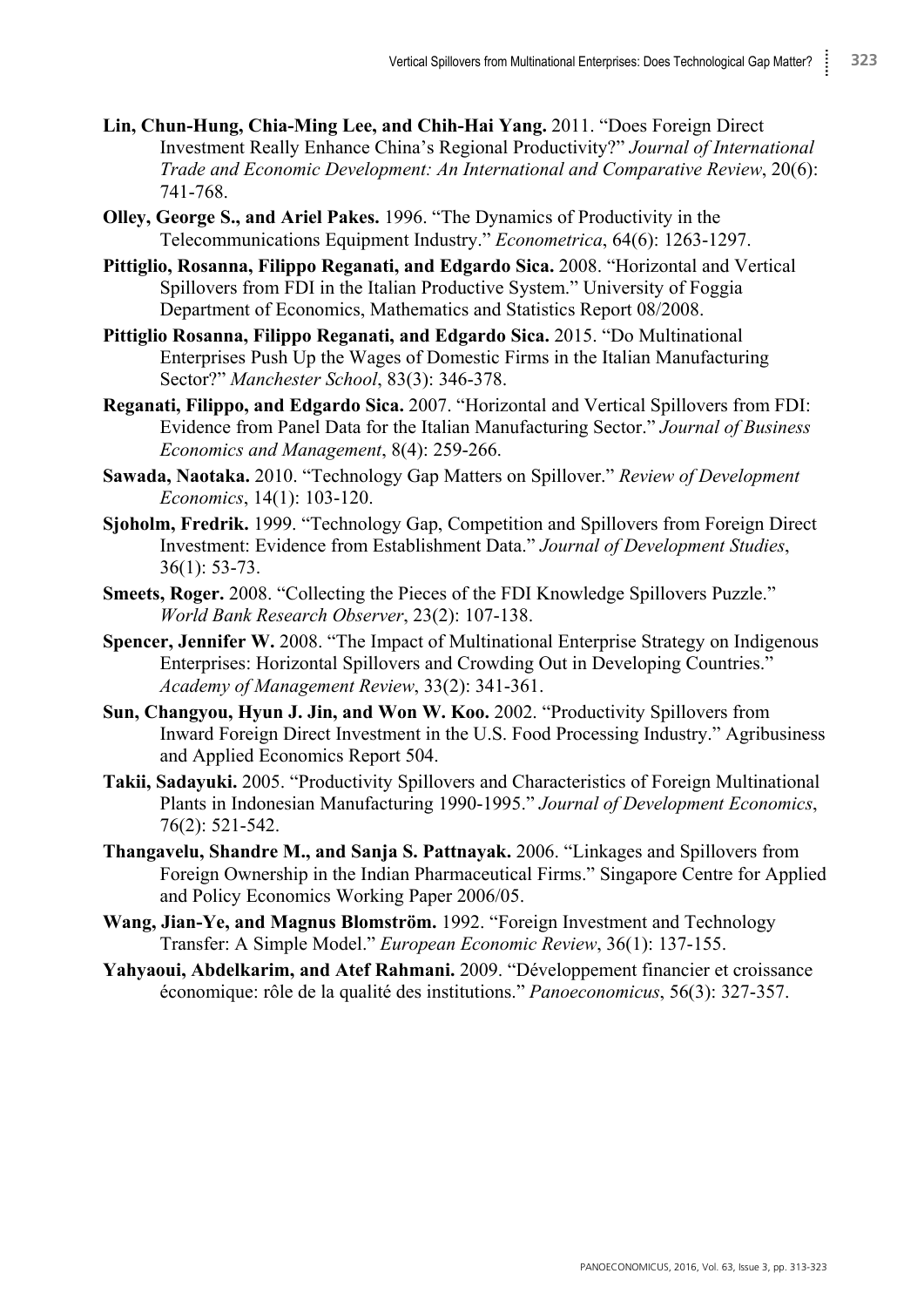**Lin, Chun-Hung, Chia-Ming Lee, and Chih-Hai Yang.** 2011. "Does Foreign Direct Investment Really Enhance China's Regional Productivity?" *Journal of International Trade and Economic Development: An International and Comparative Review*, 20(6): 741-768.

**Olley, George S., and Ariel Pakes.** 1996. "The Dynamics of Productivity in the Telecommunications Equipment Industry." *Econometrica*, 64(6): 1263-1297.

**Pittiglio, Rosanna, Filippo Reganati, and Edgardo Sica.** 2008. "Horizontal and Vertical Spillovers from FDI in the Italian Productive System." University of Foggia Department of Economics, Mathematics and Statistics Report 08/2008.

**Pittiglio Rosanna, Filippo Reganati, and Edgardo Sica.** 2015. "Do Multinational Enterprises Push Up the Wages of Domestic Firms in the Italian Manufacturing Sector?" *Manchester School*, 83(3): 346-378.

**Reganati, Filippo, and Edgardo Sica.** 2007. "Horizontal and Vertical Spillovers from FDI: Evidence from Panel Data for the Italian Manufacturing Sector." *Journal of Business Economics and Management*, 8(4): 259-266.

**Sawada, Naotaka.** 2010. "Technology Gap Matters on Spillover." *Review of Development Economics*, 14(1): 103-120.

**Sjoholm, Fredrik.** 1999. "Technology Gap, Competition and Spillovers from Foreign Direct Investment: Evidence from Establishment Data." *Journal of Development Studies*, 36(1): 53-73.

**Smeets, Roger.** 2008. "Collecting the Pieces of the FDI Knowledge Spillovers Puzzle." *World Bank Research Observer*, 23(2): 107-138.

**Spencer, Jennifer W.** 2008. "The Impact of Multinational Enterprise Strategy on Indigenous Enterprises: Horizontal Spillovers and Crowding Out in Developing Countries." *Academy of Management Review*, 33(2): 341-361.

**Sun, Changyou, Hyun J. Jin, and Won W. Koo.** 2002. "Productivity Spillovers from Inward Foreign Direct Investment in the U.S. Food Processing Industry." Agribusiness and Applied Economics Report 504.

**Takii, Sadayuki.** 2005. "Productivity Spillovers and Characteristics of Foreign Multinational Plants in Indonesian Manufacturing 1990-1995." *Journal of Development Economics*, 76(2): 521-542.

**Thangavelu, Shandre M., and Sanja S. Pattnayak.** 2006. "Linkages and Spillovers from Foreign Ownership in the Indian Pharmaceutical Firms." Singapore Centre for Applied and Policy Economics Working Paper 2006/05.

**Wang, Jian-Ye, and Magnus Blomström.** 1992. "Foreign Investment and Technology Transfer: A Simple Model." *European Economic Review*, 36(1): 137-155.

**Yahyaoui, Abdelkarim, and Atef Rahmani.** 2009. "Développement financier et croissance économique: rôle de la qualité des institutions." *Panoeconomicus*, 56(3): 327-357.